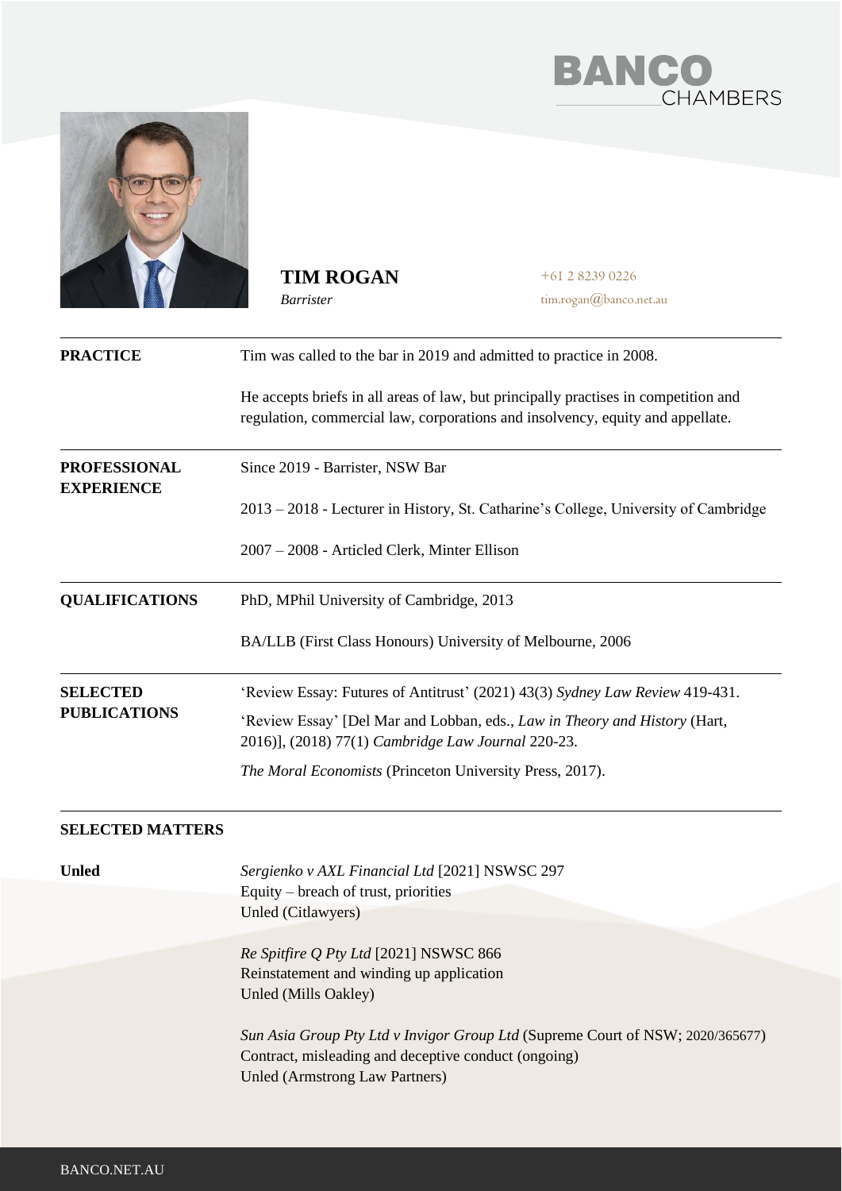BANCO CHAMBERS

# TIM ROGAN

*Barrister*

+61 2 8239 0226
tim.rogan@banco.net.au

## PRACTICE

Tim was called to the bar in 2019 and admitted to practice in 2008.

He accepts briefs in all areas of law, but principally practises in competition and regulation, commercial law, corporations and insolvency, equity and appellate.

## PROFESSIONAL EXPERIENCE

Since 2019 - Barrister, NSW Bar

2013 – 2018 - Lecturer in History, St. Catharine's College, University of Cambridge

2007 – 2008 - Articled Clerk, Minter Ellison

## QUALIFICATIONS

PhD, MPhil University of Cambridge, 2013

BA/LLB (First Class Honours) University of Melbourne, 2006

## SELECTED PUBLICATIONS

'Review Essay: Futures of Antitrust' (2021) 43(3) *Sydney Law Review* 419-431.

'Review Essay' [Del Mar and Lobban, eds., *Law in Theory and History* (Hart, 2016)], (2018) 77(1) *Cambridge Law Journal* 220-23.

*The Moral Economists* (Princeton University Press, 2017).

## SELECTED MATTERS

### Unled

*Sergienko v AXL Financial Ltd* [2021] NSWSC 297
Equity – breach of trust, priorities
Unled (Citlawyers)

*Re Spitfire Q Pty Ltd* [2021] NSWSC 866
Reinstatement and winding up application
Unled (Mills Oakley)

*Sun Asia Group Pty Ltd v Invigor Group Ltd* (Supreme Court of NSW; 2020/365677)
Contract, misleading and deceptive conduct (ongoing)
Unled (Armstrong Law Partners)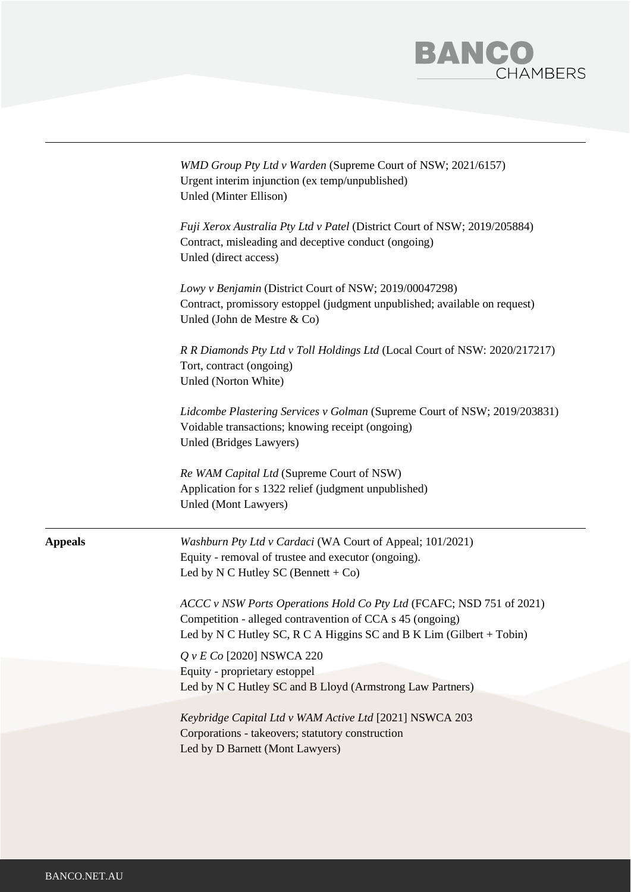*WMD Group Pty Ltd v Warden* (Supreme Court of NSW; 2021/6157)
Urgent interim injunction (ex temp/unpublished)
Unled (Minter Ellison)

*Fuji Xerox Australia Pty Ltd v Patel* (District Court of NSW; 2019/205884)
Contract, misleading and deceptive conduct (ongoing)
Unled (direct access)

*Lowy v Benjamin* (District Court of NSW; 2019/00047298)
Contract, promissory estoppel (judgment unpublished; available on request)
Unled (John de Mestre & Co)

*R R Diamonds Pty Ltd v Toll Holdings Ltd* (Local Court of NSW: 2020/217217)
Tort, contract (ongoing)
Unled (Norton White)

*Lidcombe Plastering Services v Golman* (Supreme Court of NSW; 2019/203831)
Voidable transactions; knowing receipt (ongoing)
Unled (Bridges Lawyers)

*Re WAM Capital Ltd* (Supreme Court of NSW)
Application for s 1322 relief (judgment unpublished)
Unled (Mont Lawyers)

---

**Appeals**

*Washburn Pty Ltd v Cardaci* (WA Court of Appeal; 101/2021)
Equity - removal of trustee and executor (ongoing).
Led by N C Hutley SC (Bennett + Co)

*ACCC v NSW Ports Operations Hold Co Pty Ltd* (FCAFC; NSD 751 of 2021)
Competition - alleged contravention of CCA s 45 (ongoing)
Led by N C Hutley SC, R C A Higgins SC and B K Lim (Gilbert + Tobin)

*Q v E Co* [2020] NSWCA 220
Equity - proprietary estoppel
Led by N C Hutley SC and B Lloyd (Armstrong Law Partners)

*Keybridge Capital Ltd v WAM Active Ltd* [2021] NSWCA 203
Corporations - takeovers; statutory construction
Led by D Barnett (Mont Lawyers)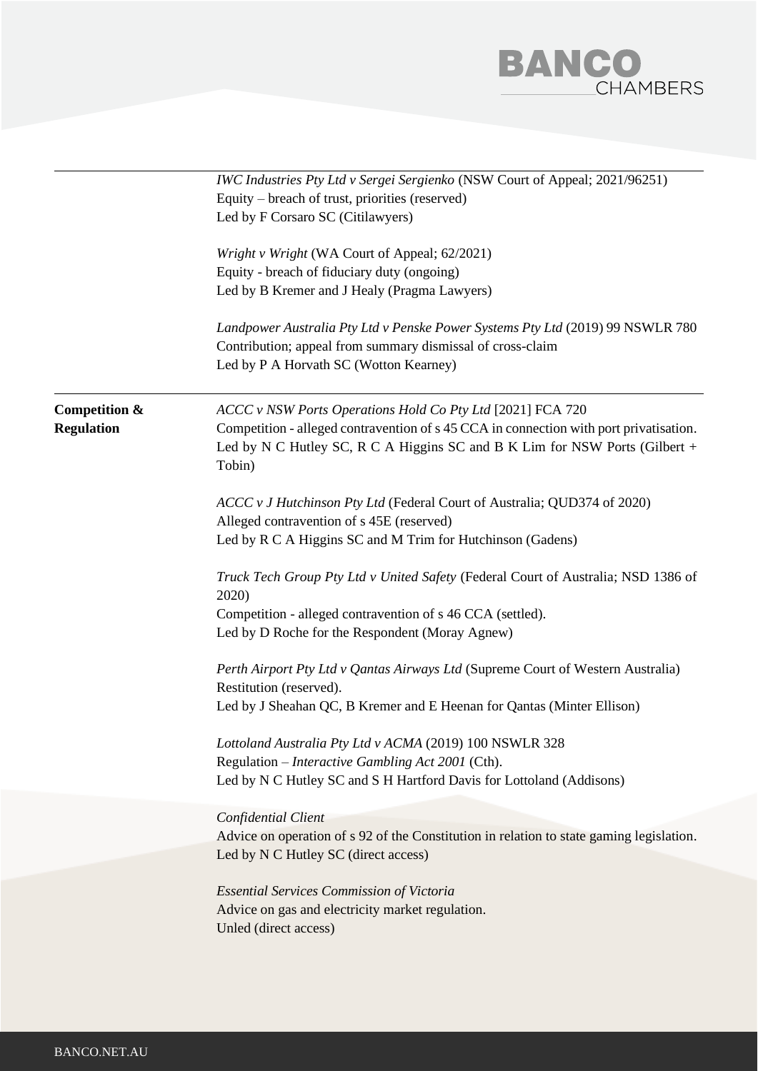*IWC Industries Pty Ltd v Sergei Sergienko* (NSW Court of Appeal; 2021/96251)
Equity – breach of trust, priorities (reserved)
Led by F Corsaro SC (Citilawyers)

*Wright v Wright* (WA Court of Appeal; 62/2021)
Equity - breach of fiduciary duty (ongoing)
Led by B Kremer and J Healy (Pragma Lawyers)

*Landpower Australia Pty Ltd v Penske Power Systems Pty Ltd* (2019) 99 NSWLR 780
Contribution; appeal from summary dismissal of cross-claim
Led by P A Horvath SC (Wotton Kearney)

**Competition & Regulation**

*ACCC v NSW Ports Operations Hold Co Pty Ltd* [2021] FCA 720
Competition - alleged contravention of s 45 CCA in connection with port privatisation.
Led by N C Hutley SC, R C A Higgins SC and B K Lim for NSW Ports (Gilbert + Tobin)

*ACCC v J Hutchinson Pty Ltd* (Federal Court of Australia; QUD374 of 2020)
Alleged contravention of s 45E (reserved)
Led by R C A Higgins SC and M Trim for Hutchinson (Gadens)

*Truck Tech Group Pty Ltd v United Safety* (Federal Court of Australia; NSD 1386 of 2020)
Competition - alleged contravention of s 46 CCA (settled).
Led by D Roche for the Respondent (Moray Agnew)

*Perth Airport Pty Ltd v Qantas Airways Ltd* (Supreme Court of Western Australia)
Restitution (reserved).
Led by J Sheahan QC, B Kremer and E Heenan for Qantas (Minter Ellison)

*Lottoland Australia Pty Ltd v ACMA* (2019) 100 NSWLR 328
Regulation – *Interactive Gambling Act 2001* (Cth).
Led by N C Hutley SC and S H Hartford Davis for Lottoland (Addisons)

*Confidential Client*
Advice on operation of s 92 of the Constitution in relation to state gaming legislation.
Led by N C Hutley SC (direct access)

*Essential Services Commission of Victoria*
Advice on gas and electricity market regulation.
Unled (direct access)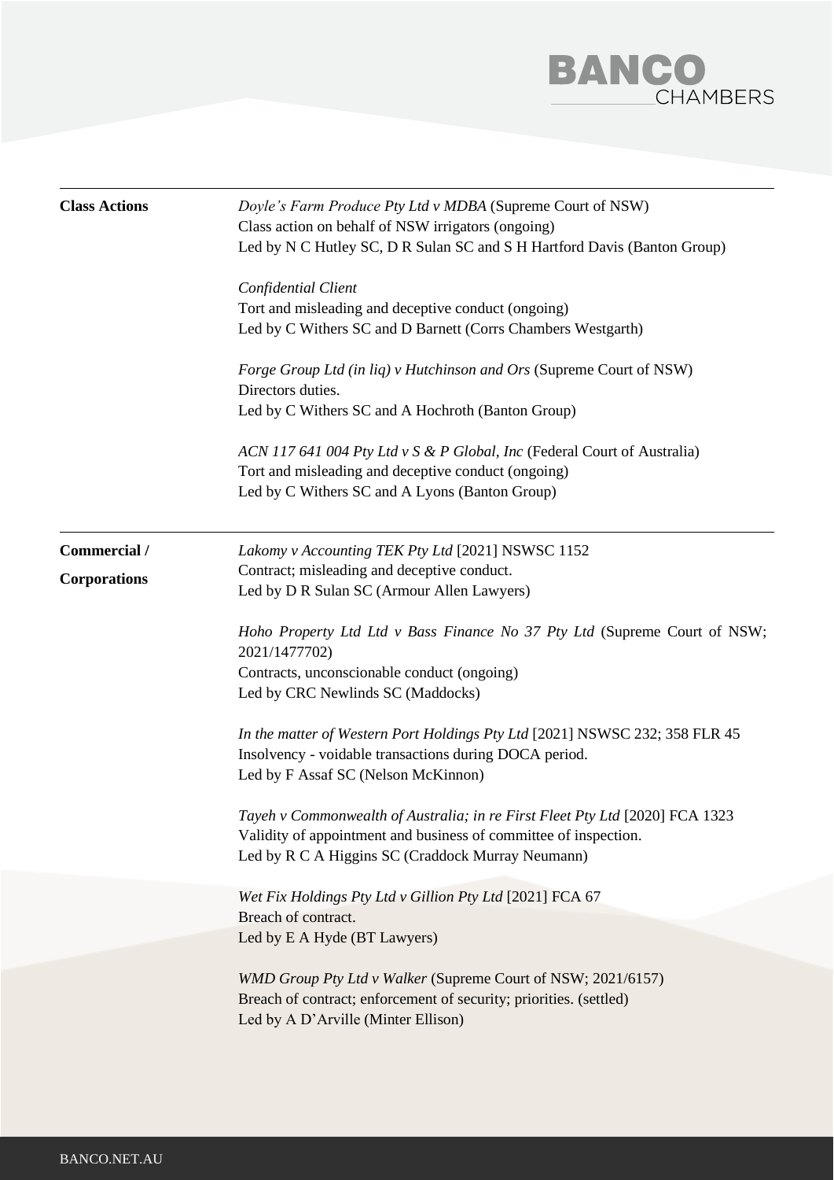| | |
|---|---|
| **Class Actions** | *Doyle's Farm Produce Pty Ltd v MDBA* (Supreme Court of NSW)<br>Class action on behalf of NSW irrigators (ongoing)<br>Led by N C Hutley SC, D R Sulan SC and S H Hartford Davis (Banton Group)<br><br>*Confidential Client*<br>Tort and misleading and deceptive conduct (ongoing)<br>Led by C Withers SC and D Barnett (Corrs Chambers Westgarth)<br><br>*Forge Group Ltd (in liq) v Hutchinson and Ors* (Supreme Court of NSW)<br>Directors duties.<br>Led by C Withers SC and A Hochroth (Banton Group)<br><br>*ACN 117 641 004 Pty Ltd v S & P Global, Inc* (Federal Court of Australia)<br>Tort and misleading and deceptive conduct (ongoing)<br>Led by C Withers SC and A Lyons (Banton Group) |
| **Commercial / Corporations** | *Lakomy v Accounting TEK Pty Ltd* [2021] NSWSC 1152<br>Contract; misleading and deceptive conduct.<br>Led by D R Sulan SC (Armour Allen Lawyers)<br><br>*Hoho Property Ltd Ltd v Bass Finance No 37 Pty Ltd* (Supreme Court of NSW; 2021/1477702)<br>Contracts, unconscionable conduct (ongoing)<br>Led by CRC Newlinds SC (Maddocks)<br><br>*In the matter of Western Port Holdings Pty Ltd* [2021] NSWSC 232; 358 FLR 45<br>Insolvency - voidable transactions during DOCA period.<br>Led by F Assaf SC (Nelson McKinnon)<br><br>*Tayeh v Commonwealth of Australia; in re First Fleet Pty Ltd* [2020] FCA 1323<br>Validity of appointment and business of committee of inspection.<br>Led by R C A Higgins SC (Craddock Murray Neumann)<br><br>*Wet Fix Holdings Pty Ltd v Gillion Pty Ltd* [2021] FCA 67<br>Breach of contract.<br>Led by E A Hyde (BT Lawyers)<br><br>*WMD Group Pty Ltd v Walker* (Supreme Court of NSW; 2021/6157)<br>Breach of contract; enforcement of security; priorities. (settled)<br>Led by A D'Arville (Minter Ellison) |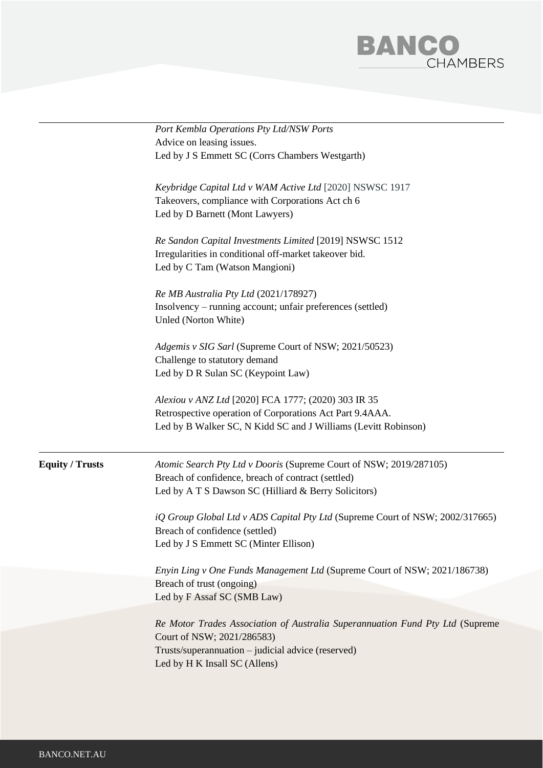*Port Kembla Operations Pty Ltd/NSW Ports*
Advice on leasing issues.
Led by J S Emmett SC (Corrs Chambers Westgarth)

*Keybridge Capital Ltd v WAM Active Ltd* [2020] NSWSC 1917
Takeovers, compliance with Corporations Act ch 6
Led by D Barnett (Mont Lawyers)

*Re Sandon Capital Investments Limited* [2019] NSWSC 1512
Irregularities in conditional off-market takeover bid.
Led by C Tam (Watson Mangioni)

*Re MB Australia Pty Ltd* (2021/178927)
Insolvency – running account; unfair preferences (settled)
Unled (Norton White)

*Adgemis v SIG Sarl* (Supreme Court of NSW; 2021/50523)
Challenge to statutory demand
Led by D R Sulan SC (Keypoint Law)

*Alexiou v ANZ Ltd* [2020] FCA 1777; (2020) 303 IR 35
Retrospective operation of Corporations Act Part 9.4AAA.
Led by B Walker SC, N Kidd SC and J Williams (Levitt Robinson)

**Equity / Trusts**

*Atomic Search Pty Ltd v Dooris* (Supreme Court of NSW; 2019/287105)
Breach of confidence, breach of contract (settled)
Led by A T S Dawson SC (Hilliard & Berry Solicitors)

*iQ Group Global Ltd v ADS Capital Pty Ltd* (Supreme Court of NSW; 2002/317665)
Breach of confidence (settled)
Led by J S Emmett SC (Minter Ellison)

*Enyin Ling v One Funds Management Ltd* (Supreme Court of NSW; 2021/186738)
Breach of trust (ongoing)
Led by F Assaf SC (SMB Law)

*Re Motor Trades Association of Australia Superannuation Fund Pty Ltd* (Supreme Court of NSW; 2021/286583)
Trusts/superannuation – judicial advice (reserved)
Led by H K Insall SC (Allens)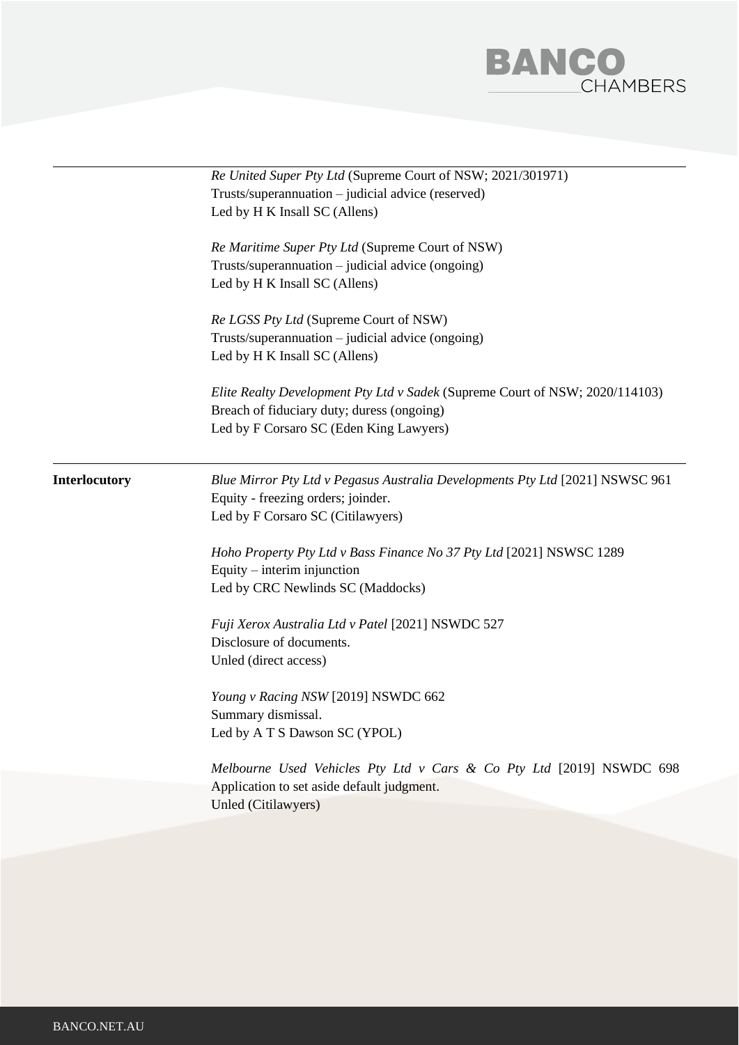*Re United Super Pty Ltd* (Supreme Court of NSW; 2021/301971)
Trusts/superannuation – judicial advice (reserved)
Led by H K Insall SC (Allens)

*Re Maritime Super Pty Ltd* (Supreme Court of NSW)
Trusts/superannuation – judicial advice (ongoing)
Led by H K Insall SC (Allens)

*Re LGSS Pty Ltd* (Supreme Court of NSW)
Trusts/superannuation – judicial advice (ongoing)
Led by H K Insall SC (Allens)

*Elite Realty Development Pty Ltd v Sadek* (Supreme Court of NSW; 2020/114103)
Breach of fiduciary duty; duress (ongoing)
Led by F Corsaro SC (Eden King Lawyers)

**Interlocutory**

*Blue Mirror Pty Ltd v Pegasus Australia Developments Pty Ltd* [2021] NSWSC 961
Equity - freezing orders; joinder.
Led by F Corsaro SC (Citilawyers)

*Hoho Property Pty Ltd v Bass Finance No 37 Pty Ltd* [2021] NSWSC 1289
Equity – interim injunction
Led by CRC Newlinds SC (Maddocks)

*Fuji Xerox Australia Ltd v Patel* [2021] NSWDC 527
Disclosure of documents.
Unled (direct access)

*Young v Racing NSW* [2019] NSWDC 662
Summary dismissal.
Led by A T S Dawson SC (YPOL)

*Melbourne Used Vehicles Pty Ltd v Cars & Co Pty Ltd* [2019] NSWDC 698
Application to set aside default judgment.
Unled (Citilawyers)